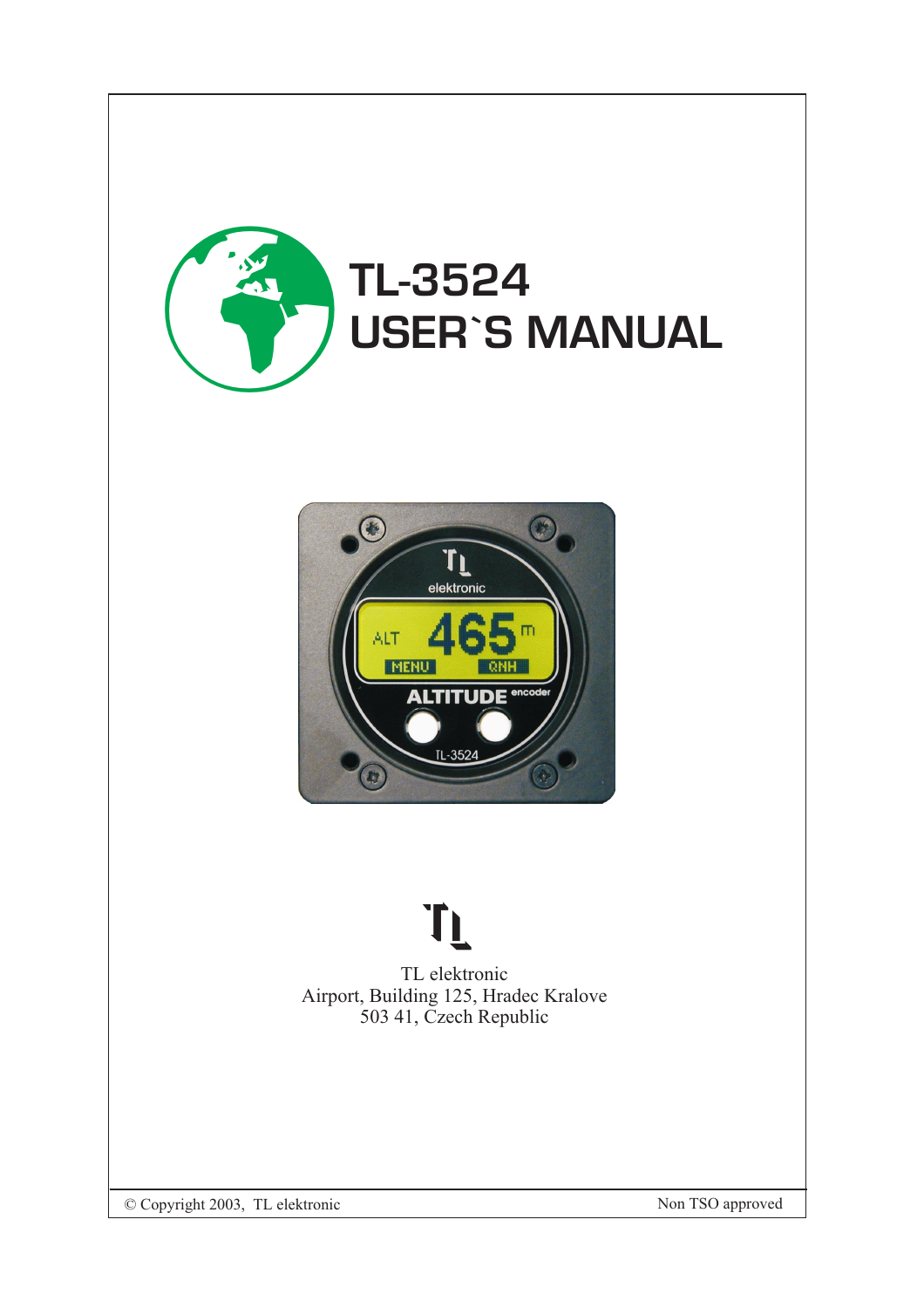# TL-3524
# USER`S MANUAL

TL elektronic
Airport, Building 125, Hradec Kralove
503 41, Czech Republic

© Copyright 2003, TL elektronic

Non TSO approved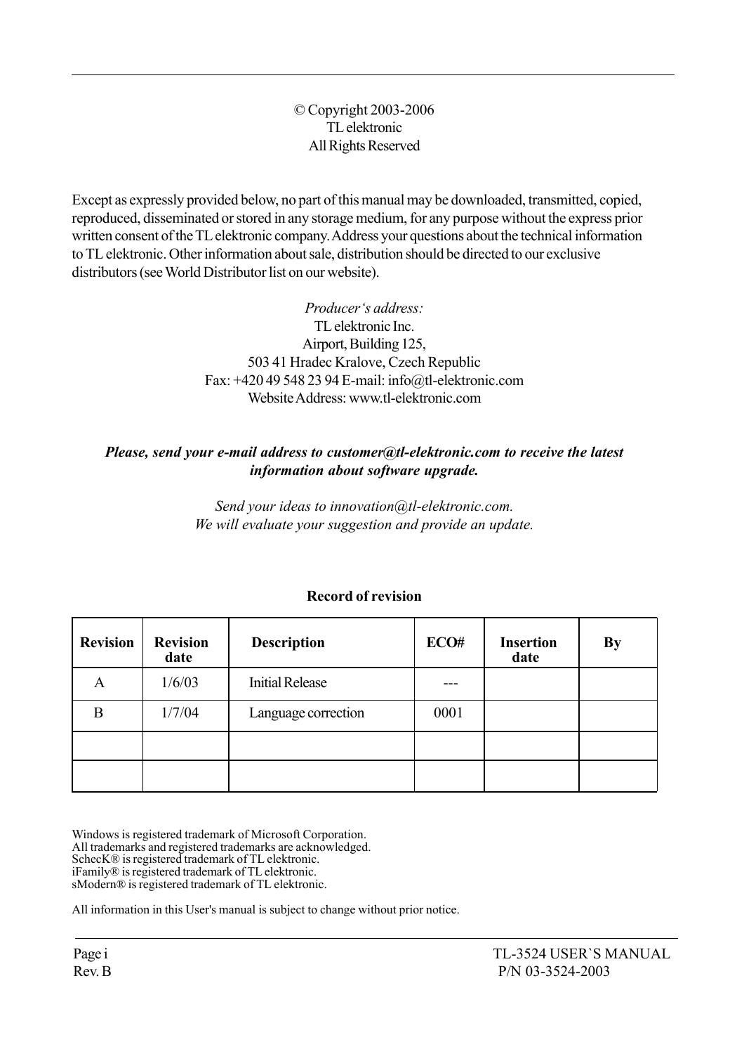© Copyright 2003-2006
TL elektronic
All Rights Reserved

Except as expressly provided below, no part of this manual may be downloaded, transmitted, copied, reproduced, disseminated or stored in any storage medium, for any purpose without the express prior written consent of the TL elektronic company. Address your questions about the technical information to TL elektronic. Other information about sale, distribution should be directed to our exclusive distributors (see World Distributor list on our website).

*Producer's address:*
TL elektronic Inc.
Airport, Building 125,
503 41 Hradec Kralove, Czech Republic
Fax: +420 49 548 23 94 E-mail: info@tl-elektronic.com
Website Address: www.tl-elektronic.com

***Please, send your e-mail address to customer@tl-elektronic.com to receive the latest information about software upgrade.***

*Send your ideas to innovation@tl-elektronic.com.*
*We will evaluate your suggestion and provide an update.*

**Record of revision**

| Revision | Revision date | Description | ECO# | Insertion date | By |
|---|---|---|---|---|---|
| A | 1/6/03 | Initial Release | --- | | |
| B | 1/7/04 | Language correction | 0001 | | |
| | | | | | |
| | | | | | |

Windows is registered trademark of Microsoft Corporation.
All trademarks and registered trademarks are acknowledged.
ScheckK® is registered trademark of TL elektronic.
iFamily® is registered trademark of TL elektronic.
sModern® is registered trademark of TL elektronic.

All information in this User's manual is subject to change without prior notice.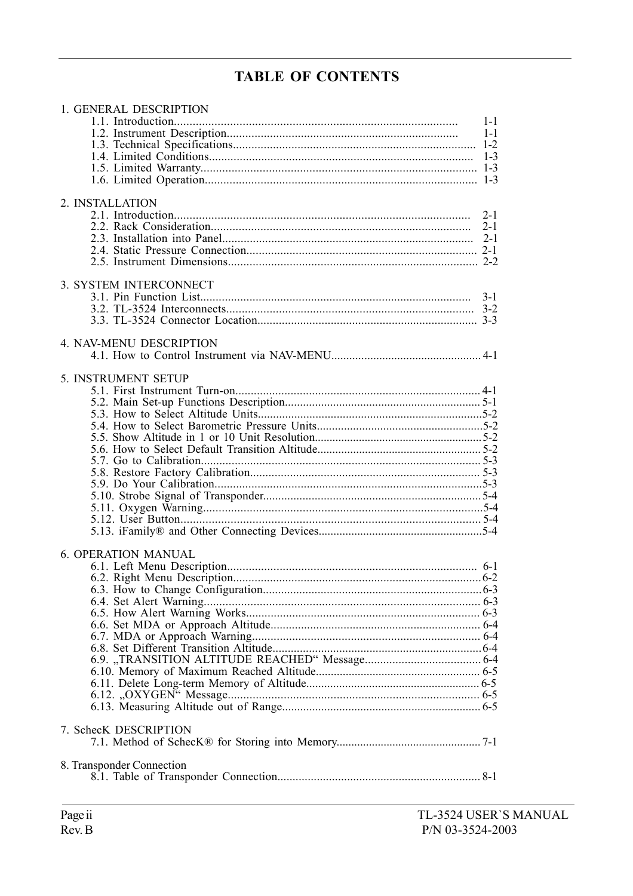# TABLE OF CONTENTS

1. GENERAL DESCRIPTION
   - 1.1. Introduction........................................................................................ 1-1
   - 1.2. Instrument Description........................................................................ 1-1
   - 1.3. Technical Specifications.................................................................... 1-2
   - 1.4. Limited Conditions............................................................................ 1-3
   - 1.5. Limited Warranty............................................................................... 1-3
   - 1.6. Limited Operation.............................................................................. 1-3

2. INSTALLATION
   - 2.1. Introduction....................................................................................... 2-1
   - 2.2. Rack Consideration............................................................................ 2-1
   - 2.3. Installation into Panel........................................................................ 2-1
   - 2.4. Static Pressure Connection................................................................. 2-1
   - 2.5. Instrument Dimensions...................................................................... 2-2

3. SYSTEM INTERCONNECT
   - 3.1. Pin Function List................................................................................ 3-1
   - 3.2. TL-3524 Interconnects....................................................................... 3-2
   - 3.3. TL-3524 Connector Location.............................................................. 3-3

4. NAV-MENU DESCRIPTION
   - 4.1. How to Control Instrument via NAV-MENU........................................ 4-1

5. INSTRUMENT SETUP
   - 5.1. First Instrument Turn-on...................................................................... 4-1
   - 5.2. Main Set-up Functions Description...................................................... 5-1
   - 5.3. How to Select Altitude Units................................................................ 5-2
   - 5.4. How to Select Barometric Pressure Units............................................. 5-2
   - 5.5. Show Altitude in 1 or 10 Unit Resolution.............................................. 5-2
   - 5.6. How to Select Default Transition Altitude.............................................. 5-2
   - 5.7. Go to Calibration.................................................................................. 5-3
   - 5.8. Restore Factory Calibration.................................................................. 5-3
   - 5.9. Do Your Calibration.............................................................................. 5-3
   - 5.10. Strobe Signal of Transponder.............................................................. 5-4
   - 5.11. Oxygen Warning.................................................................................. 5-4
   - 5.12. User Button......................................................................................... 5-4
   - 5.13. iFamily® and Other Connecting Devices............................................. 5-4

6. OPERATION MANUAL
   - 6.1. Left Menu Description........................................................................... 6-1
   - 6.2. Right Menu Description......................................................................... 6-2
   - 6.3. How to Change Configuration................................................................ 6-3
   - 6.4. Set Alert Warning.................................................................................. 6-3
   - 6.5. How Alert Warning Works..................................................................... 6-3
   - 6.6. Set MDA or Approach Altitude.............................................................. 6-4
   - 6.7. MDA or Approach Warning................................................................... 6-4
   - 6.8. Set Different Transition Altitude............................................................. 6-4
   - 6.9. „TRANSITION ALTITUDE REACHED“ Message................................ 6-4
   - 6.10. Memory of Maximum Reached Altitude............................................... 6-5
   - 6.11. Delete Long-term Memory of Altitude.................................................. 6-5
   - 6.12. „OXYGEN“ Message.......................................................................... 6-5
   - 6.13. Measuring Altitude out of Range.......................................................... 6-5

7. ScheckK DESCRIPTION
   - 7.1. Method of ScheckK® for Storing into Memory...................................... 7-1

8. Transponder Connection
   - 8.1. Table of Transponder Connection......................................................... 8-1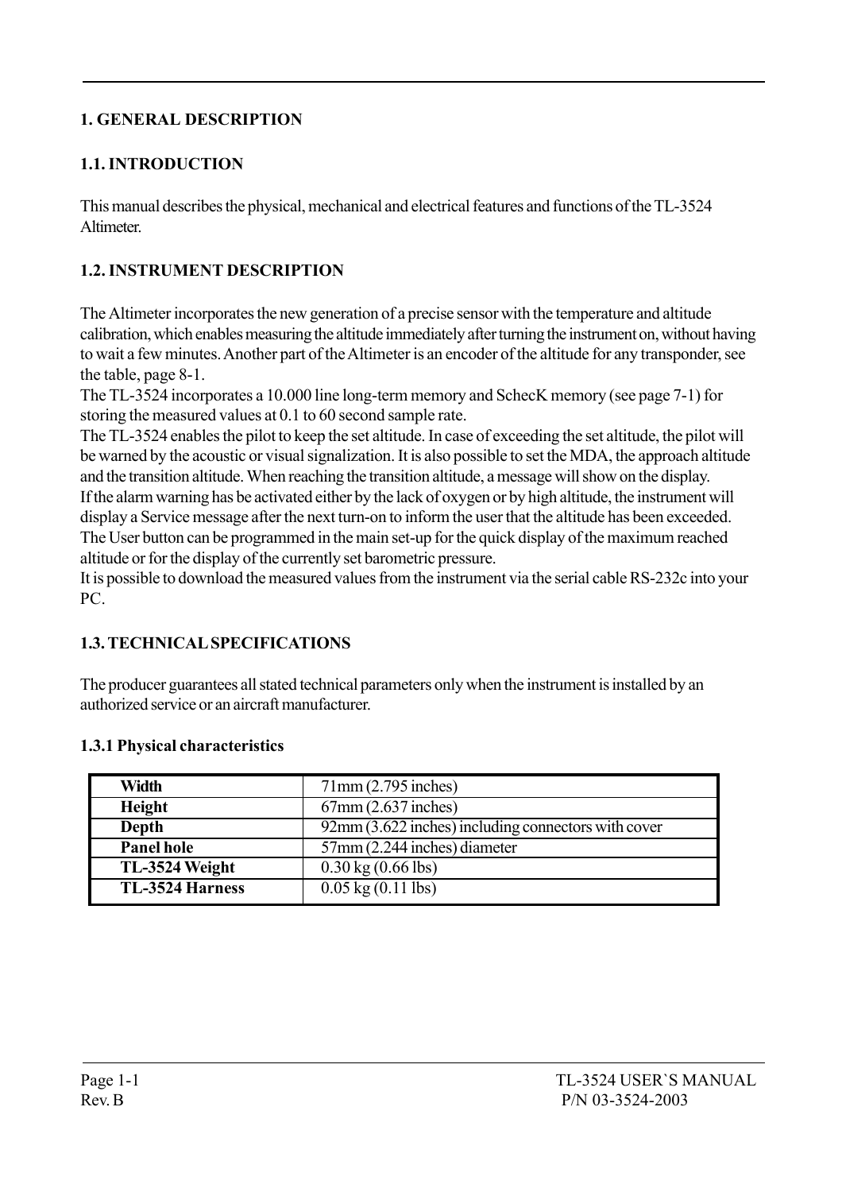# 1. GENERAL DESCRIPTION

## 1.1. INTRODUCTION

This manual describes the physical, mechanical and electrical features and functions of the TL-3524 Altimeter.

## 1.2. INSTRUMENT DESCRIPTION

The Altimeter incorporates the new generation of a precise sensor with the temperature and altitude calibration, which enables measuring the altitude immediately after turning the instrument on, without having to wait a few minutes. Another part of the Altimeter is an encoder of the altitude for any transponder, see the table, page 8-1.
The TL-3524 incorporates a 10.000 line long-term memory and SchecK memory (see page 7-1) for storing the measured values at 0.1 to 60 second sample rate.
The TL-3524 enables the pilot to keep the set altitude. In case of exceeding the set altitude, the pilot will be warned by the acoustic or visual signalization. It is also possible to set the MDA, the approach altitude and the transition altitude. When reaching the transition altitude, a message will show on the display.
If the alarm warning has be activated either by the lack of oxygen or by high altitude, the instrument will display a Service message after the next turn-on to inform the user that the altitude has been exceeded.
The User button can be programmed in the main set-up for the quick display of the maximum reached altitude or for the display of the currently set barometric pressure.
It is possible to download the measured values from the instrument via the serial cable RS-232c into your PC.

## 1.3. TECHNICAL SPECIFICATIONS

The producer guarantees all stated technical parameters only when the instrument is installed by an authorized service or an aircraft manufacturer.

### 1.3.1 Physical characteristics

| | |
|---|---|
| **Width** | 71mm (2.795 inches) |
| **Height** | 67mm (2.637 inches) |
| **Depth** | 92mm (3.622 inches) including connectors with cover |
| **Panel hole** | 57mm (2.244 inches) diameter |
| **TL-3524 Weight** | 0.30 kg (0.66 lbs) |
| **TL-3524 Harness** | 0.05 kg (0.11 lbs) |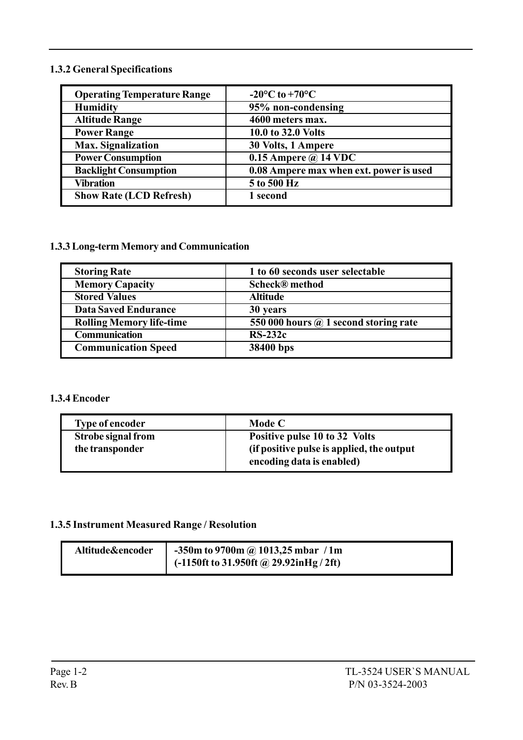### 1.3.2 General Specifications

| Operating Temperature Range | -20°C to +70°C |
|---|---|
| Humidity | 95% non-condensing |
| Altitude Range | 4600 meters max. |
| Power Range | 10.0 to 32.0 Volts |
| Max. Signalization | 30 Volts, 1 Ampere |
| Power Consumption | 0.15 Ampere @ 14 VDC |
| Backlight Consumption | 0.08 Ampere max when ext. power is used |
| Vibration | 5 to 500 Hz |
| Show Rate (LCD Refresh) | 1 second |

### 1.3.3 Long-term Memory and Communication

| Storing Rate | 1 to 60 seconds user selectable |
|---|---|
| Memory Capacity | Scheck® method |
| Stored Values | Altitude |
| Data Saved Endurance | 30 years |
| Rolling Memory life-time | 550 000 hours @ 1 second storing rate |
| Communication | RS-232c |
| Communication Speed | 38400 bps |

### 1.3.4 Encoder

| Type of encoder | Mode C |
|---|---|
| Strobe signal from the transponder | Positive pulse 10 to 32 Volts (if positive pulse is applied, the output encoding data is enabled) |

### 1.3.5 Instrument Measured Range / Resolution

| Altitude&encoder | -350m to 9700m @ 1013,25 mbar / 1m (-1150ft to 31.950ft @ 29.92inHg / 2ft) |
|---|---|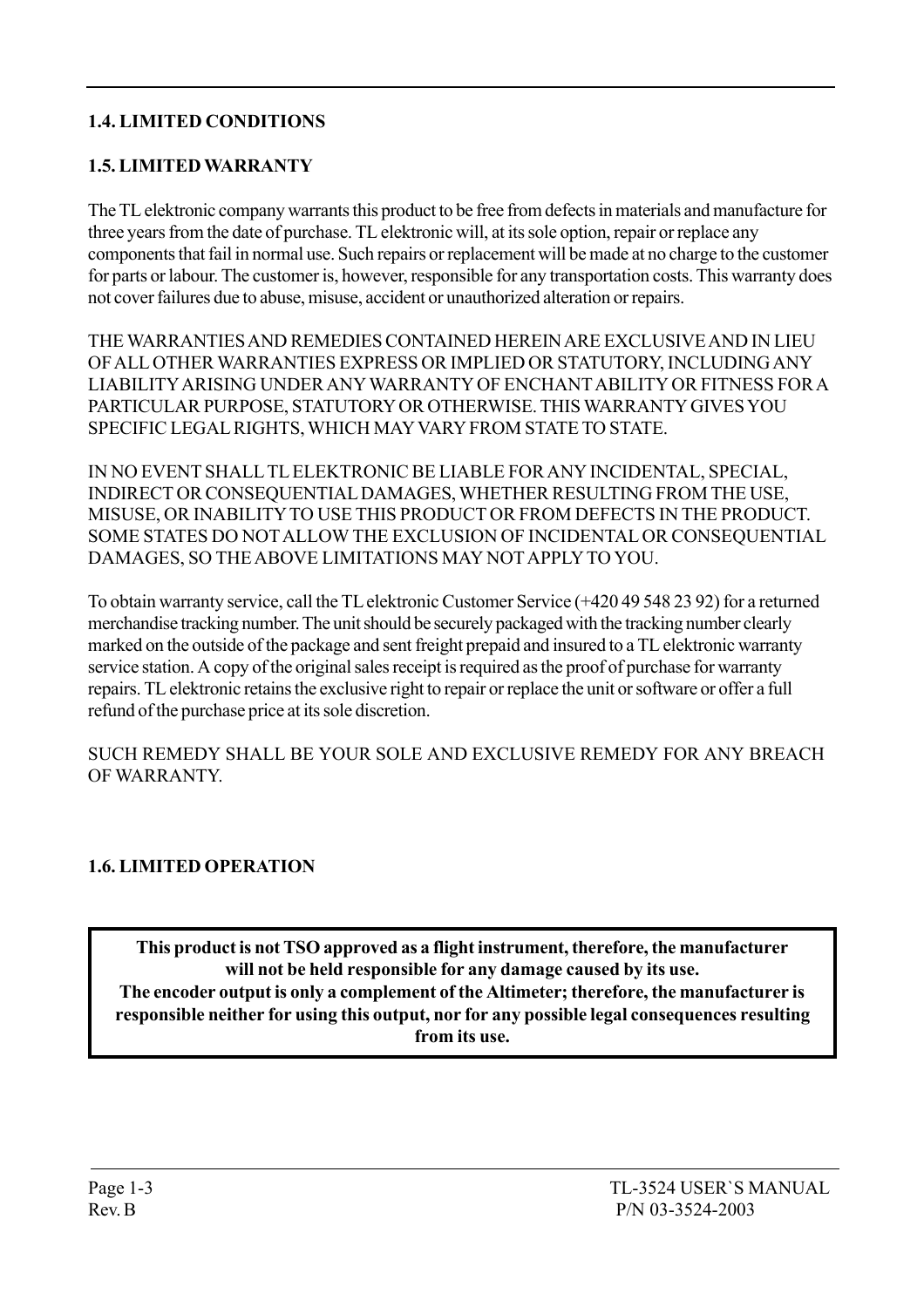### 1.4. LIMITED CONDITIONS

### 1.5. LIMITED WARRANTY

The TL elektronic company warrants this product to be free from defects in materials and manufacture for three years from the date of purchase. TL elektronic will, at its sole option, repair or replace any components that fail in normal use. Such repairs or replacement will be made at no charge to the customer for parts or labour. The customer is, however, responsible for any transportation costs. This warranty does not cover failures due to abuse, misuse, accident or unauthorized alteration or repairs.

THE WARRANTIES AND REMEDIES CONTAINED HEREIN ARE EXCLUSIVE AND IN LIEU OF ALL OTHER WARRANTIES EXPRESS OR IMPLIED OR STATUTORY, INCLUDING ANY LIABILITY ARISING UNDER ANY WARRANTY OF ENCHANT ABILITY OR FITNESS FOR A PARTICULAR PURPOSE, STATUTORY OR OTHERWISE. THIS WARRANTY GIVES YOU SPECIFIC LEGAL RIGHTS, WHICH MAY VARY FROM STATE TO STATE.

IN NO EVENT SHALL TL ELEKTRONIC BE LIABLE FOR ANY INCIDENTAL, SPECIAL, INDIRECT OR CONSEQUENTIAL DAMAGES, WHETHER RESULTING FROM THE USE, MISUSE, OR INABILITY TO USE THIS PRODUCT OR FROM DEFECTS IN THE PRODUCT. SOME STATES DO NOT ALLOW THE EXCLUSION OF INCIDENTAL OR CONSEQUENTIAL DAMAGES, SO THE ABOVE LIMITATIONS MAY NOT APPLY TO YOU.

To obtain warranty service, call the TL elektronic Customer Service (+420 49 548 23 92) for a returned merchandise tracking number. The unit should be securely packaged with the tracking number clearly marked on the outside of the package and sent freight prepaid and insured to a TL elektronic warranty service station. A copy of the original sales receipt is required as the proof of purchase for warranty repairs. TL elektronic retains the exclusive right to repair or replace the unit or software or offer a full refund of the purchase price at its sole discretion.

SUCH REMEDY SHALL BE YOUR SOLE AND EXCLUSIVE REMEDY FOR ANY BREACH OF WARRANTY.

### 1.6. LIMITED OPERATION

**This product is not TSO approved as a flight instrument, therefore, the manufacturer will not be held responsible for any damage caused by its use.**
**The encoder output is only a complement of the Altimeter; therefore, the manufacturer is responsible neither for using this output, nor for any possible legal consequences resulting from its use.**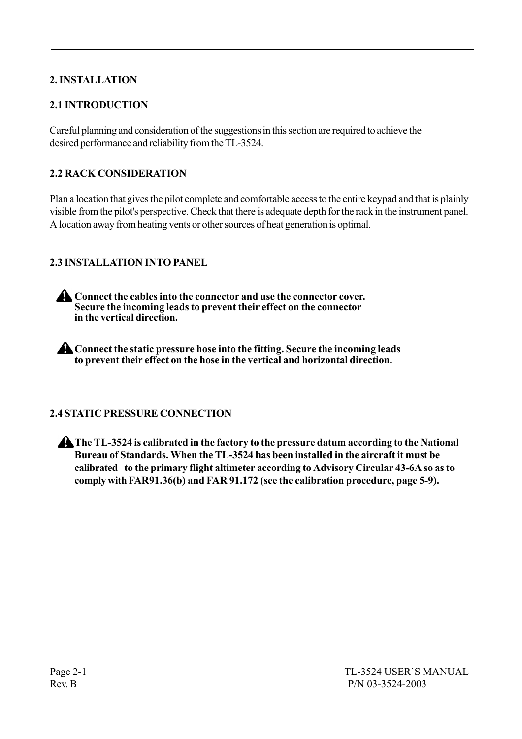# 2. INSTALLATION

## 2.1 INTRODUCTION

Careful planning and consideration of the suggestions in this section are required to achieve the desired performance and reliability from the TL-3524.

## 2.2 RACK CONSIDERATION

Plan a location that gives the pilot complete and comfortable access to the entire keypad and that is plainly visible from the pilot's perspective. Check that there is adequate depth for the rack in the instrument panel. A location away from heating vents or other sources of heat generation is optimal.

## 2.3 INSTALLATION INTO PANEL

⚠ **Connect the cables into the connector and use the connector cover. Secure the incoming leads to prevent their effect on the connector in the vertical direction.**

⚠ **Connect the static pressure hose into the fitting. Secure the incoming leads to prevent their effect on the hose in the vertical and horizontal direction.**

## 2.4 STATIC PRESSURE CONNECTION

⚠ **The TL-3524 is calibrated in the factory to the pressure datum according to the National Bureau of Standards. When the TL-3524 has been installed in the aircraft it must be calibrated to the primary flight altimeter according to Advisory Circular 43-6A so as to comply with FAR91.36(b) and FAR 91.172 (see the calibration procedure, page 5-9).**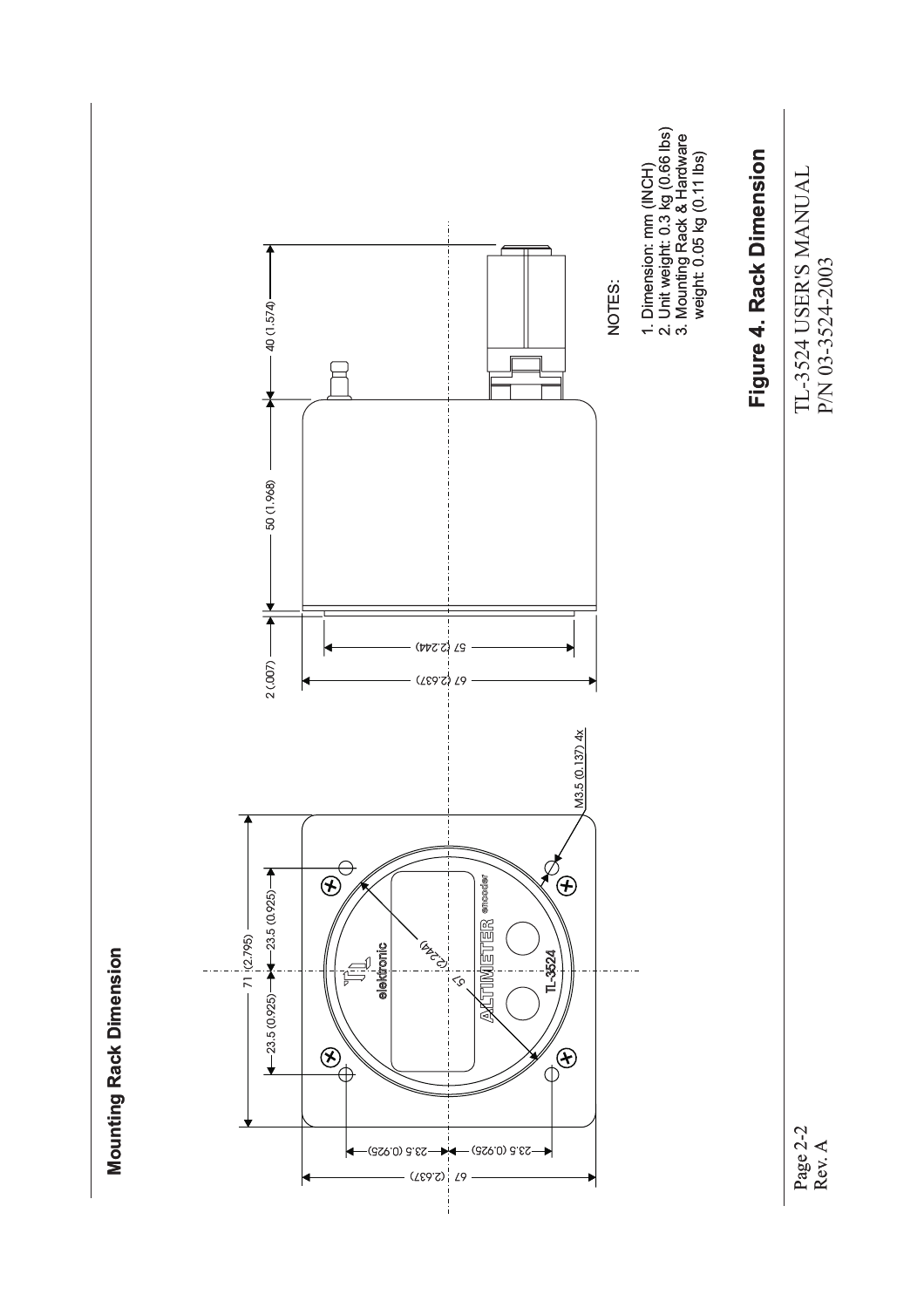## Mounting Rack Dimension

71 (2.795)

23.5 (0.925) 23.5 (0.925)

67 (2.637)

23.5 (0.925) 23.5 (0.925)

57 (2.244)

M3.5 (0.137) 4x

2 (.007) 50 (1.968) 40 (1.574)

67 (2.637)

57 (2.244)

NOTES:

1. Dimension: mm (INCH)
2. Unit weight: 0.3 kg (0.66 lbs)
3. Mounting Rack & Hardware weight: 0.05 kg (0.11 lbs)

**Figure 4. Rack Dimension**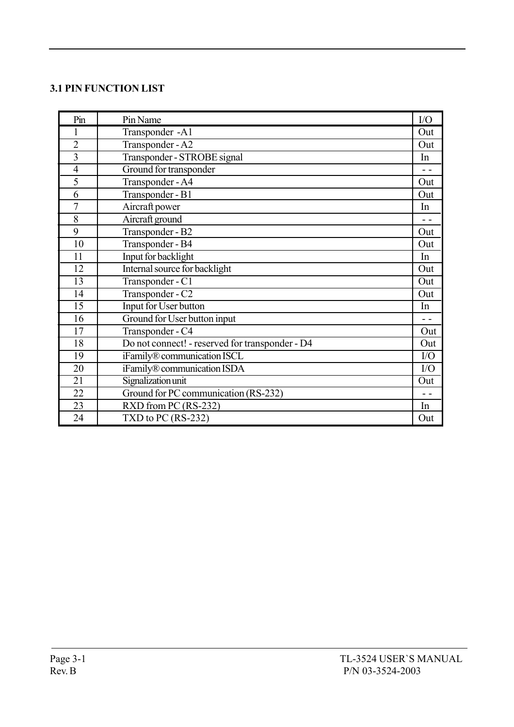### 3.1 PIN FUNCTION LIST

| Pin | Pin Name | I/O |
|---|---|---|
| 1 | Transponder -A1 | Out |
| 2 | Transponder - A2 | Out |
| 3 | Transponder - STROBE signal | In |
| 4 | Ground for transponder | - - |
| 5 | Transponder - A4 | Out |
| 6 | Transponder - B1 | Out |
| 7 | Aircraft power | In |
| 8 | Aircraft ground | - - |
| 9 | Transponder - B2 | Out |
| 10 | Transponder - B4 | Out |
| 11 | Input for backlight | In |
| 12 | Internal source for backlight | Out |
| 13 | Transponder - C1 | Out |
| 14 | Transponder - C2 | Out |
| 15 | Input for User button | In |
| 16 | Ground for User button input | - - |
| 17 | Transponder - C4 | Out |
| 18 | Do not connect! - reserved for transponder - D4 | Out |
| 19 | iFamily® communication ISCL | I/O |
| 20 | iFamily® communication ISDA | I/O |
| 21 | Signalization unit | Out |
| 22 | Ground for PC communication (RS-232) | - - |
| 23 | RXD from PC (RS-232) | In |
| 24 | TXD to PC (RS-232) | Out |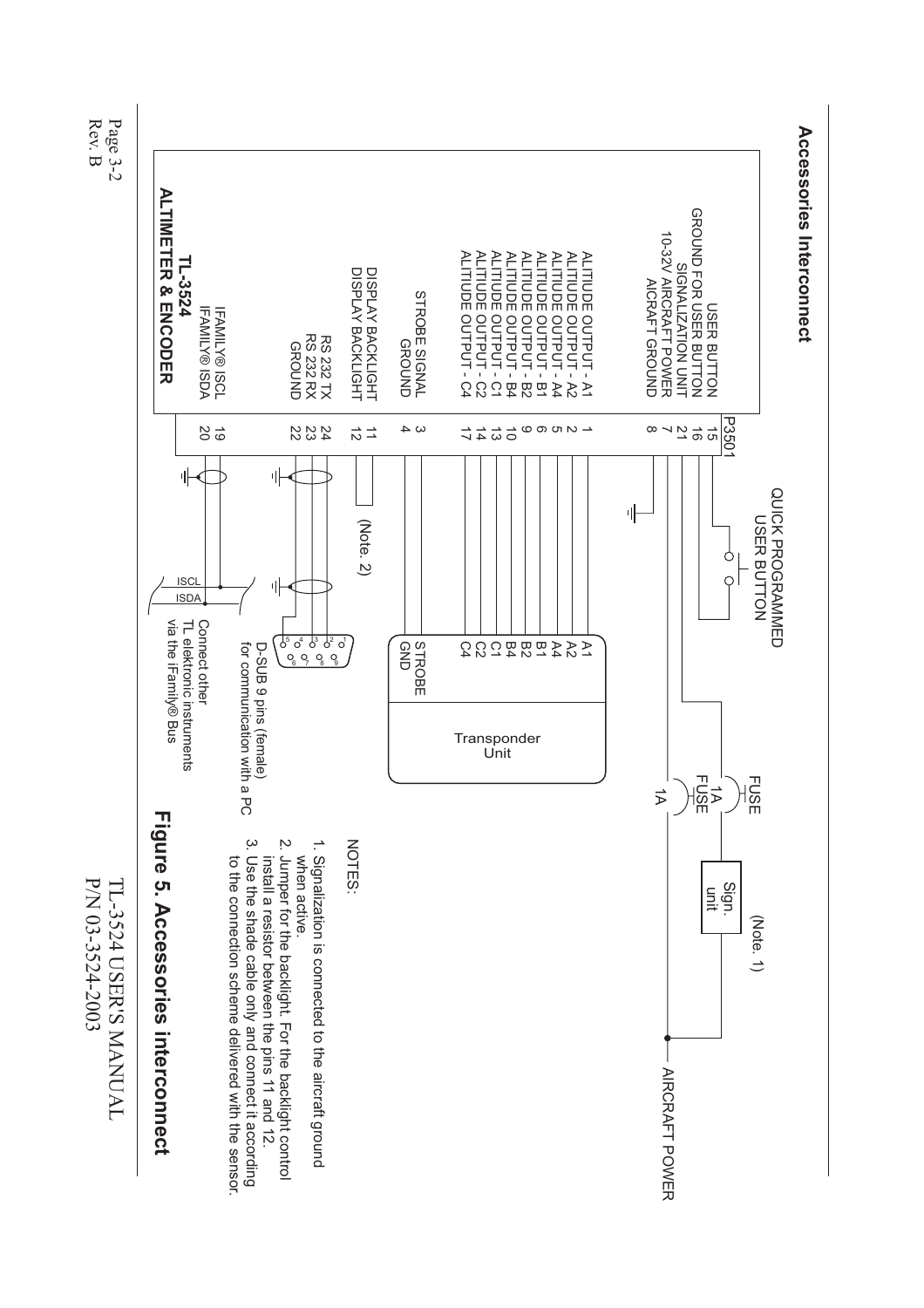## Accessories Interconnect

**TL-3524 ALTIMETER & ENCODER** — P3501

| Signal | Pin |
|---|---|
| USER BUTTON | 15 |
| GROUND FOR USER BUTTON | 16 |
| SIGNALIZATION UNIT | 21 |
| 10-32V AIRCRAFT POWER | 7 |
| AICRAFT GROUND | 8 |
| ALITIUDE OUTPUT - A1 | 1 |
| ALITIUDE OUTPUT - A2 | 2 |
| ALITIUDE OUTPUT - A4 | 5 |
| ALITIUDE OUTPUT - B1 | 6 |
| ALITIUDE OUTPUT - B2 | 9 |
| ALITIUDE OUTPUT - B4 | 10 |
| ALITIUDE OUTPUT - C1 | 13 |
| ALITIUDE OUTPUT - C2 | 14 |
| ALITIUDE OUTPUT - C4 | 17 |
| STROBE SIGNAL | 3 |
| GROUND | 4 |
| DISPLAY BACKLIGHT | 11 |
| DISPLAY BACKLIGHT | 12 |
| RS 232 TX | 24 |
| RS 232 RX | 23 |
| GROUND | 22 |
| IFAMILY® ISCL | 19 |
| IFAMILY® ISDA | 20 |

QUICK PROGRAMMED USER BUTTON

FUSE 1A

FUSE 1A

Sign. unit (Note. 1)

AIRCRAFT POWER

Transponder Unit: A1, A2, A4, B1, B2, B4, C1, C2, C4, STROBE, GND

(Note. 2)

D-SUB 9 pins (female) for communication with a PC

ISCL, ISDA — Connect other TL elektronic instruments via the iFamily® Bus

NOTES:

1. Signalization is connected to the aircraft ground when active.
2. Jumper for the backlight. For the backlight control install a resistor between the pins 11 and 12.
3. Use the shade cable only and connect it according to the connection scheme delivered with the sensor.

**Figure 5. Accessories interconnect**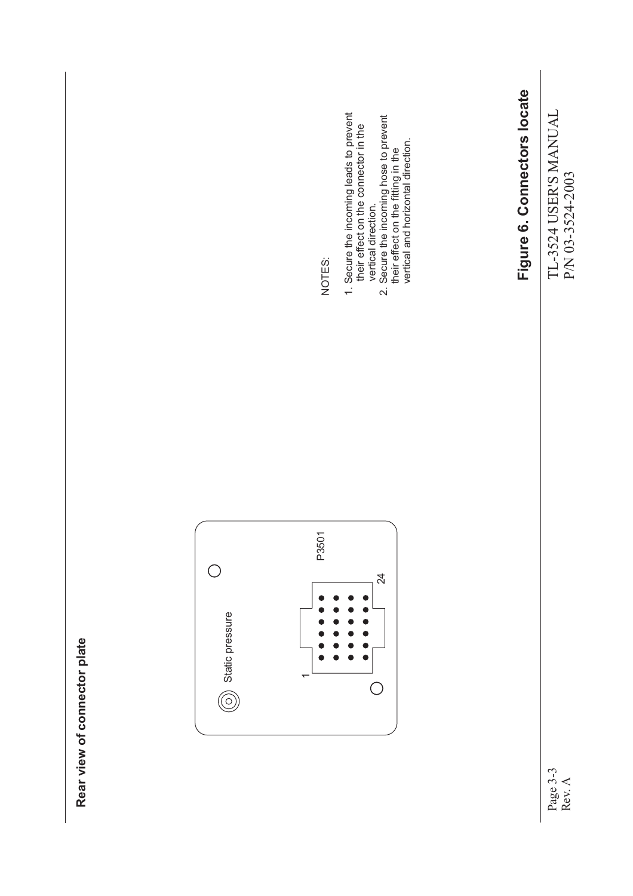**Rear view of connector plate**

Static pressure

1

24

P3501

NOTES:

1. Secure the incoming leads to prevent their effect on the connector in the vertical direction.
2. Secure the incoming hose to prevent their effect on the fitting in the vertical and horizontal direction.

**Figure 6. Connectors locate**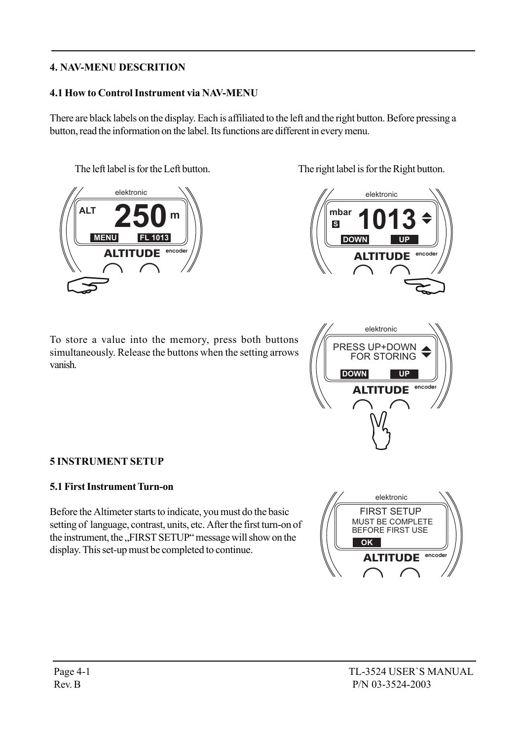# 4. NAV-MENU DESCRITION

## 4.1 How to Control Instrument via NAV-MENU

There are black labels on the display. Each is affiliated to the left and the right button. Before pressing a button, read the information on the label. Its functions are different in every menu.

The left label is for the Left button.

The right label is for the Right button.

To store a value into the memory, press both buttons simultaneously. Release the buttons when the setting arrows vanish.

# 5 INSTRUMENT SETUP

## 5.1 First Instrument Turn-on

Before the Altimeter starts to indicate, you must do the basic setting of language, contrast, units, etc. After the first turn-on of the instrument, the „FIRST SETUP" message will show on the display. This set-up must be completed to continue.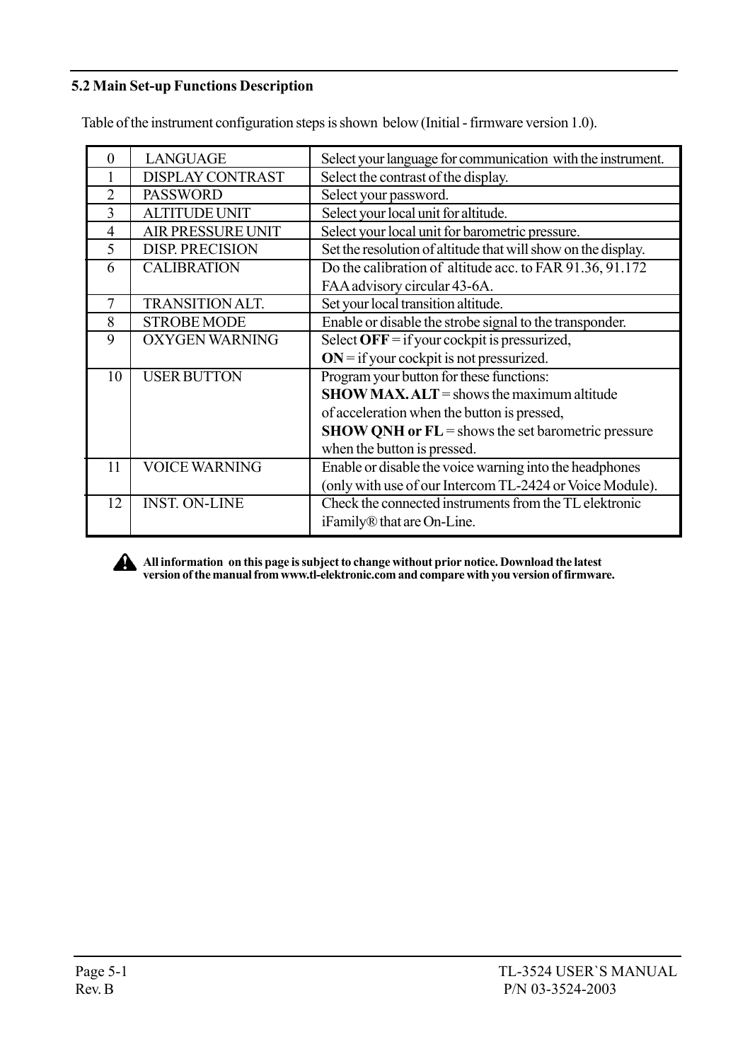## 5.2 Main Set-up Functions Description

Table of the instrument configuration steps is shown below (Initial - firmware version 1.0).

| | | |
|---|---|---|
| 0 | LANGUAGE | Select your language for communication with the instrument. |
| 1 | DISPLAY CONTRAST | Select the contrast of the display. |
| 2 | PASSWORD | Select your password. |
| 3 | ALTITUDE UNIT | Select your local unit for altitude. |
| 4 | AIR PRESSURE UNIT | Select your local unit for barometric pressure. |
| 5 | DISP. PRECISION | Set the resolution of altitude that will show on the display. |
| 6 | CALIBRATION | Do the calibration of altitude acc. to FAR 91.36, 91.172 FAA advisory circular 43-6A. |
| 7 | TRANSITION ALT. | Set your local transition altitude. |
| 8 | STROBE MODE | Enable or disable the strobe signal to the transponder. |
| 9 | OXYGEN WARNING | Select **OFF** = if your cockpit is pressurized, **ON** = if your cockpit is not pressurized. |
| 10 | USER BUTTON | Program your button for these functions: **SHOW MAX. ALT** = shows the maximum altitude of acceleration when the button is pressed, **SHOW QNH or FL** = shows the set barometric pressure when the button is pressed. |
| 11 | VOICE WARNING | Enable or disable the voice warning into the headphones (only with use of our Intercom TL-2424 or Voice Module). |
| 12 | INST. ON-LINE | Check the connected instruments from the TL elektronic iFamily® that are On-Line. |

**All information on this page is subject to change without prior notice. Download the latest version of the manual from www.tl-elektronic.com and compare with you version of firmware.**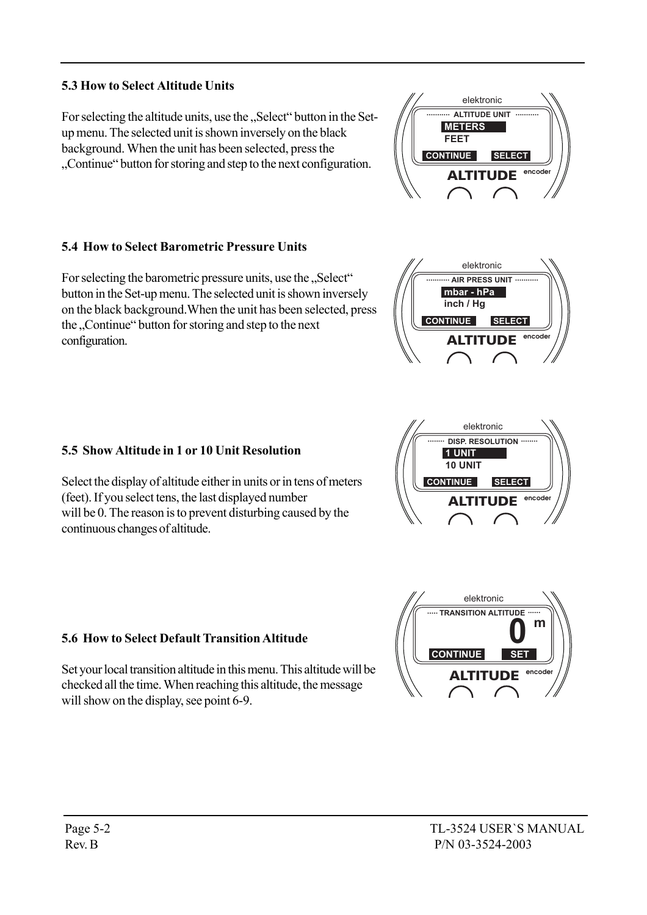### 5.3 How to Select Altitude Units

For selecting the altitude units, use the „Select“ button in the Set-up menu. The selected unit is shown inversely on the black background. When the unit has been selected, press the „Continue“ button for storing and step to the next configuration.

### 5.4 How to Select Barometric Pressure Units

For selecting the barometric pressure units, use the „Select“ button in the Set-up menu. The selected unit is shown inversely on the black background.When the unit has been selected, press the „Continue“ button for storing and step to the next configuration.

### 5.5 Show Altitude in 1 or 10 Unit Resolution

Select the display of altitude either in units or in tens of meters (feet). If you select tens, the last displayed number will be 0. The reason is to prevent disturbing caused by the continuous changes of altitude.

### 5.6 How to Select Default Transition Altitude

Set your local transition altitude in this menu. This altitude will be checked all the time. When reaching this altitude, the message will show on the display, see point 6-9.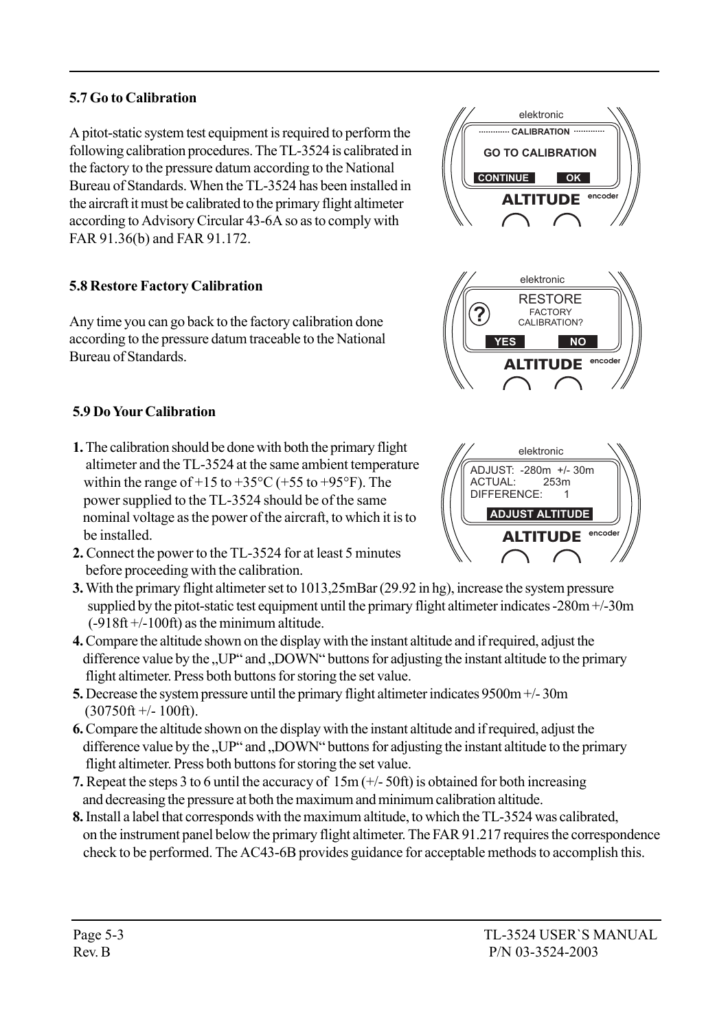### 5.7 Go to Calibration

A pitot-static system test equipment is required to perform the following calibration procedures. The TL-3524 is calibrated in the factory to the pressure datum according to the National Bureau of Standards. When the TL-3524 has been installed in the aircraft it must be calibrated to the primary flight altimeter according to Advisory Circular 43-6A so as to comply with FAR 91.36(b) and FAR 91.172.

### 5.8 Restore Factory Calibration

Any time you can go back to the factory calibration done according to the pressure datum traceable to the National Bureau of Standards.

### 5.9 Do Your Calibration

1. The calibration should be done with both the primary flight altimeter and the TL-3524 at the same ambient temperature within the range of +15 to +35°C (+55 to +95°F). The power supplied to the TL-3524 should be of the same nominal voltage as the power of the aircraft, to which it is to be installed.
2. Connect the power to the TL-3524 for at least 5 minutes before proceeding with the calibration.
3. With the primary flight altimeter set to 1013,25mBar (29.92 in hg), increase the system pressure supplied by the pitot-static test equipment until the primary flight altimeter indicates -280m +/-30m (-918ft +/-100ft) as the minimum altitude.
4. Compare the altitude shown on the display with the instant altitude and if required, adjust the difference value by the „UP“ and „DOWN“ buttons for adjusting the instant altitude to the primary flight altimeter. Press both buttons for storing the set value.
5. Decrease the system pressure until the primary flight altimeter indicates 9500m +/- 30m (30750ft +/- 100ft).
6. Compare the altitude shown on the display with the instant altitude and if required, adjust the difference value by the „UP“ and „DOWN“ buttons for adjusting the instant altitude to the primary flight altimeter. Press both buttons for storing the set value.
7. Repeat the steps 3 to 6 until the accuracy of 15m (+/- 50ft) is obtained for both increasing and decreasing the pressure at both the maximum and minimum calibration altitude.
8. Install a label that corresponds with the maximum altitude, to which the TL-3524 was calibrated, on the instrument panel below the primary flight altimeter. The FAR 91.217 requires the correspondence check to be performed. The AC43-6B provides guidance for acceptable methods to accomplish this.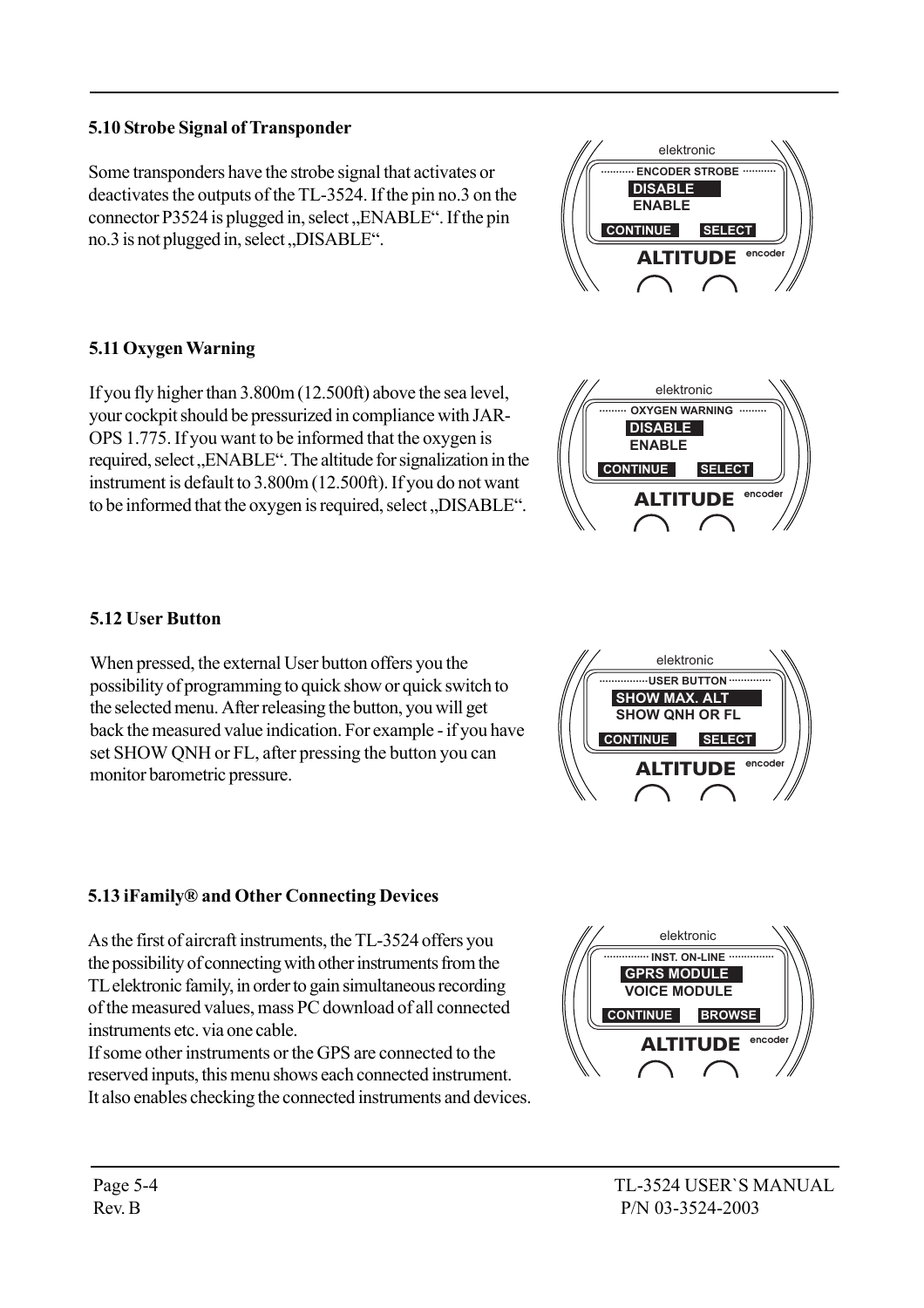### 5.10 Strobe Signal of Transponder

Some transponders have the strobe signal that activates or deactivates the outputs of the TL-3524. If the pin no.3 on the connector P3524 is plugged in, select „ENABLE". If the pin no.3 is not plugged in, select „DISABLE".

elektronic
ENCODER STROBE
DISABLE
ENABLE
CONTINUE SELECT
ALTITUDE encoder

### 5.11 Oxygen Warning

If you fly higher than 3.800m (12.500ft) above the sea level, your cockpit should be pressurized in compliance with JAR-OPS 1.775. If you want to be informed that the oxygen is required, select „ENABLE". The altitude for signalization in the instrument is default to 3.800m (12.500ft). If you do not want to be informed that the oxygen is required, select „DISABLE".

elektronic
OXYGEN WARNING
DISABLE
ENABLE
CONTINUE SELECT
ALTITUDE encoder

### 5.12 User Button

When pressed, the external User button offers you the possibility of programming to quick show or quick switch to the selected menu. After releasing the button, you will get back the measured value indication. For example - if you have set SHOW QNH or FL, after pressing the button you can monitor barometric pressure.

elektronic
USER BUTTON
SHOW MAX. ALT
SHOW QNH OR FL
CONTINUE SELECT
ALTITUDE encoder

### 5.13 iFamily® and Other Connecting Devices

As the first of aircraft instruments, the TL-3524 offers you the possibility of connecting with other instruments from the TL elektronic family, in order to gain simultaneous recording of the measured values, mass PC download of all connected instruments etc. via one cable.
If some other instruments or the GPS are connected to the reserved inputs, this menu shows each connected instrument. It also enables checking the connected instruments and devices.

elektronic
INST. ON-LINE
GPRS MODULE
VOICE MODULE
CONTINUE BROWSE
ALTITUDE encoder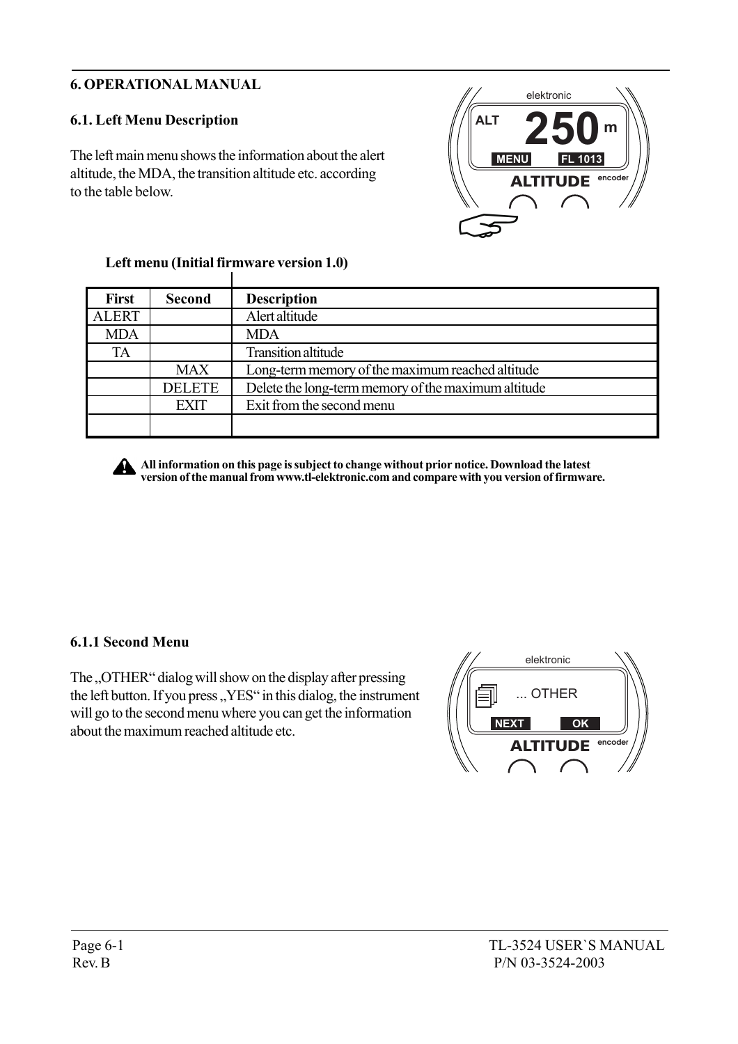## 6. OPERATIONAL MANUAL

### 6.1. Left Menu Description

The left main menu shows the information about the alert altitude, the MDA, the transition altitude etc. according to the table below.

**Left menu (Initial firmware version 1.0)**

| First | Second | Description |
|---|---|---|
| ALERT | | Alert altitude |
| MDA | | MDA |
| TA | | Transition altitude |
| | MAX | Long-term memory of the maximum reached altitude |
| | DELETE | Delete the long-term memory of the maximum altitude |
| | EXIT | Exit from the second menu |
| | | |

**All information on this page is subject to change without prior notice. Download the latest version of the manual from www.tl-elektronic.com and compare with you version of firmware.**

### 6.1.1 Second Menu

The „OTHER" dialog will show on the display after pressing the left button. If you press „YES" in this dialog, the instrument will go to the second menu where you can get the information about the maximum reached altitude etc.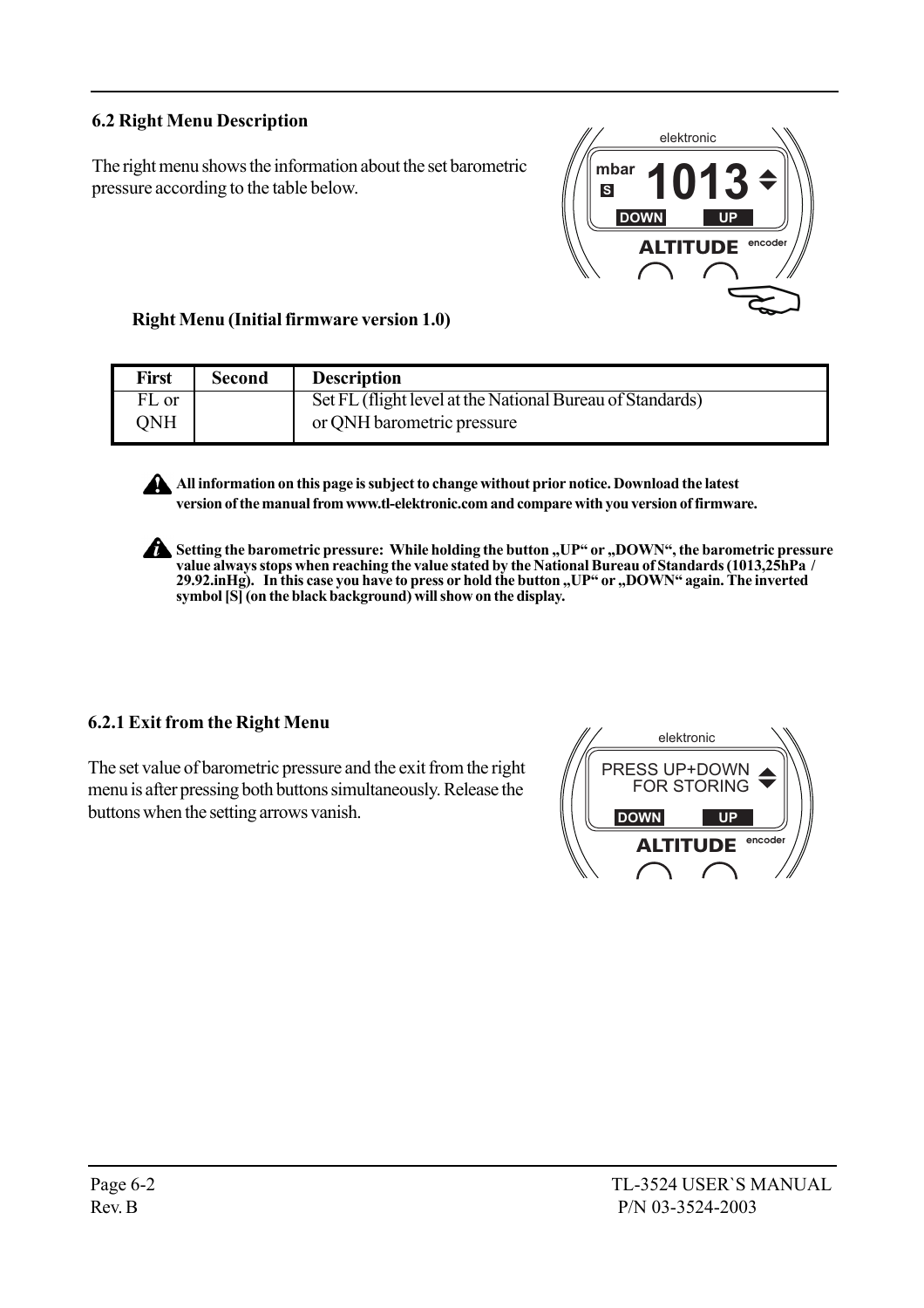### 6.2 Right Menu Description

The right menu shows the information about the set barometric pressure according to the table below.

**Right Menu (Initial firmware version 1.0)**

| First | Second | Description |
|---|---|---|
| FL or QNH | | Set FL (flight level at the National Bureau of Standards) or QNH barometric pressure |

**All information on this page is subject to change without prior notice. Download the latest version of the manual from www.tl-elektronic.com and compare with you version of firmware.**

**Setting the barometric pressure: While holding the button „UP“ or „DOWN“, the barometric pressure value always stops when reaching the value stated by the National Bureau of Standards (1013,25hPa / 29.92.inHg). In this case you have to press or hold the button „UP“ or „DOWN“ again. The inverted symbol [S] (on the black background) will show on the display.**

### 6.2.1 Exit from the Right Menu

The set value of barometric pressure and the exit from the right menu is after pressing both buttons simultaneously. Release the buttons when the setting arrows vanish.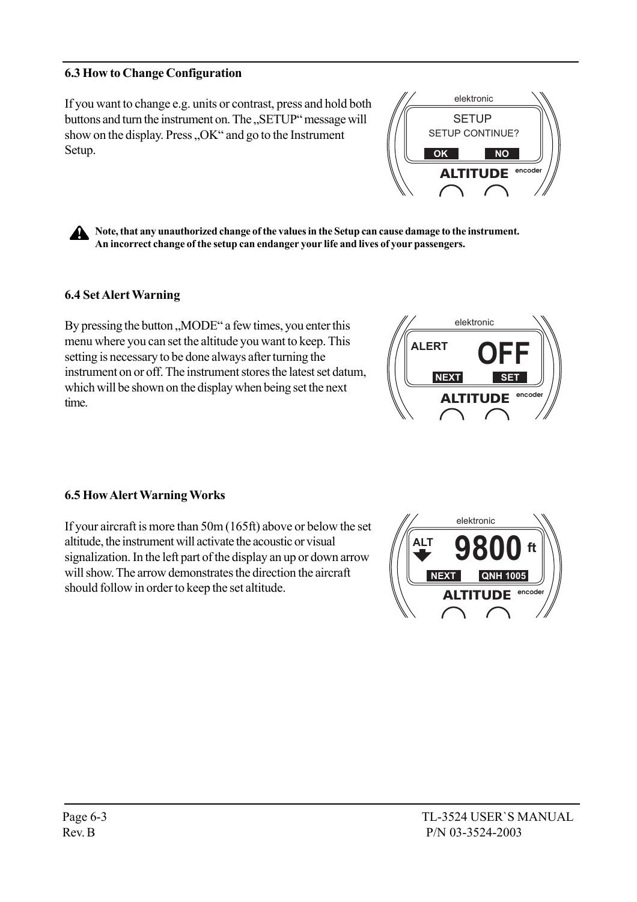### 6.3 How to Change Configuration

If you want to change e.g. units or contrast, press and hold both buttons and turn the instrument on. The „SETUP" message will show on the display. Press „OK" and go to the Instrument Setup.

**Note, that any unauthorized change of the values in the Setup can cause damage to the instrument. An incorrect change of the setup can endanger your life and lives of your passengers.**

### 6.4 Set Alert Warning

By pressing the button „MODE" a few times, you enter this menu where you can set the altitude you want to keep. This setting is necessary to be done always after turning the instrument on or off. The instrument stores the latest set datum, which will be shown on the display when being set the next time.

### 6.5 How Alert Warning Works

If your aircraft is more than 50m (165ft) above or below the set altitude, the instrument will activate the acoustic or visual signalization. In the left part of the display an up or down arrow will show. The arrow demonstrates the direction the aircraft should follow in order to keep the set altitude.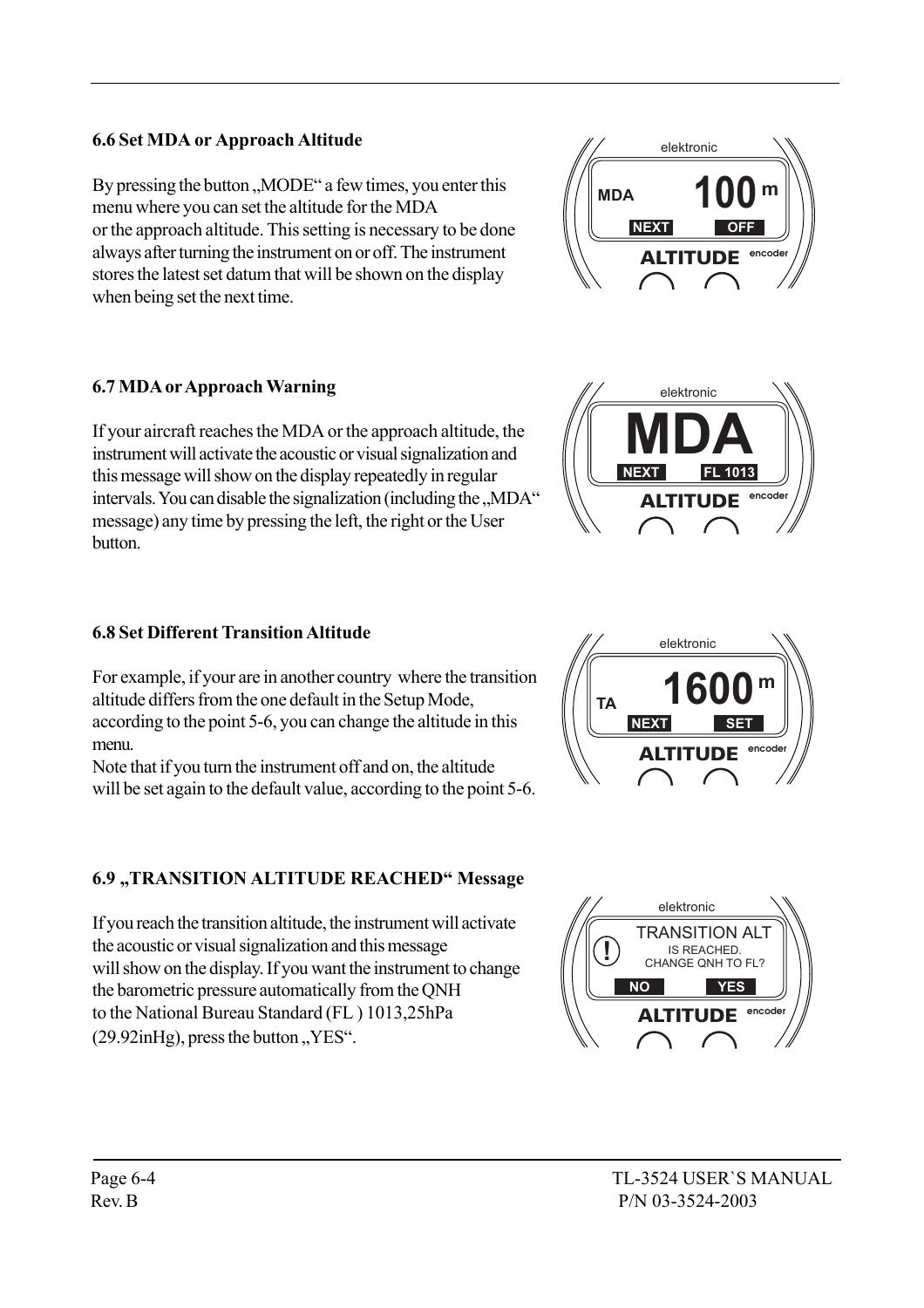### 6.6 Set MDA or Approach Altitude

By pressing the button „MODE" a few times, you enter this menu where you can set the altitude for the MDA or the approach altitude. This setting is necessary to be done always after turning the instrument on or off. The instrument stores the latest set datum that will be shown on the display when being set the next time.

### 6.7 MDA or Approach Warning

If your aircraft reaches the MDA or the approach altitude, the instrument will activate the acoustic or visual signalization and this message will show on the display repeatedly in regular intervals. You can disable the signalization (including the „MDA" message) any time by pressing the left, the right or the User button.

### 6.8 Set Different Transition Altitude

For example, if your are in another country where the transition altitude differs from the one default in the Setup Mode, according to the point 5-6, you can change the altitude in this menu.
Note that if you turn the instrument off and on, the altitude will be set again to the default value, according to the point 5-6.

### 6.9 „TRANSITION ALTITUDE REACHED" Message

If you reach the transition altitude, the instrument will activate the acoustic or visual signalization and this message will show on the display. If you want the instrument to change the barometric pressure automatically from the QNH to the National Bureau Standard (FL ) 1013,25hPa (29.92inHg), press the button „YES".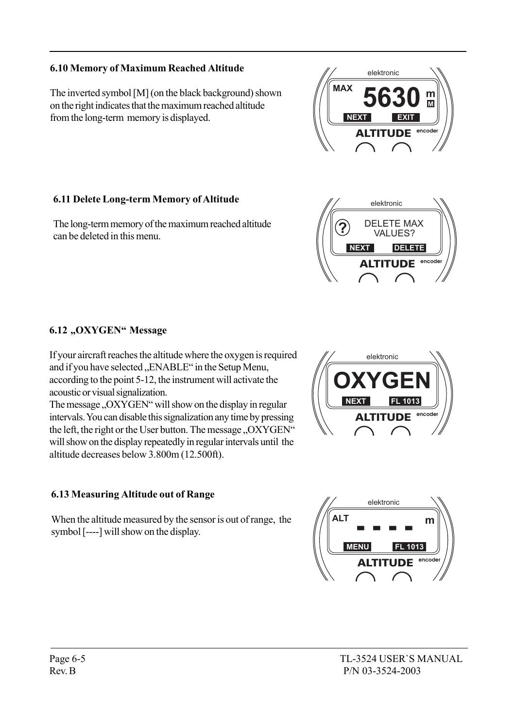### 6.10 Memory of Maximum Reached Altitude

The inverted symbol [M] (on the black background) shown on the right indicates that the maximum reached altitude from the long-term memory is displayed.

### 6.11 Delete Long-term Memory of Altitude

The long-term memory of the maximum reached altitude can be deleted in this menu.

### 6.12 „OXYGEN“ Message

If your aircraft reaches the altitude where the oxygen is required and if you have selected „ENABLE“ in the Setup Menu, according to the point 5-12, the instrument will activate the acoustic or visual signalization.
The message „OXYGEN“ will show on the display in regular intervals. You can disable this signalization any time by pressing the left, the right or the User button. The message „OXYGEN“ will show on the display repeatedly in regular intervals until the altitude decreases below 3.800m (12.500ft).

### 6.13 Measuring Altitude out of Range

When the altitude measured by the sensor is out of range, the symbol [----] will show on the display.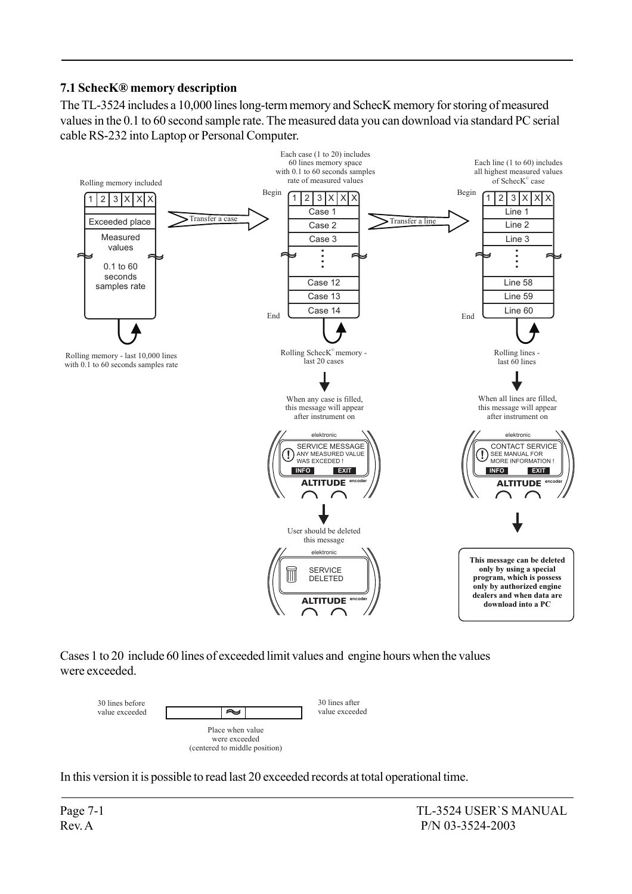## 7.1 SchecK® memory description

The TL-3524 includes a 10,000 lines long-term memory and SchecK memory for storing of measured values in the 0.1 to 60 second sample rate. The measured data you can download via standard PC serial cable RS-232 into Laptop or Personal Computer.

Rolling memory included

| 1 | 2 | 3 | X | X | X |
|---|---|---|---|---|---|

Exceeded place

Measured values

0.1 to 60 seconds samples rate

Rolling memory - last 10,000 lines with 0.1 to 60 seconds samples rate

Transfer a case

Each case (1 to 20) includes 60 lines memory space with 0.1 to 60 seconds samples rate of measured values

Begin

| 1 | 2 | 3 | X | X | X |
|---|---|---|---|---|---|

Case 1
Case 2
Case 3
⋮
Case 12
Case 13
Case 14

End

Rolling SchecK© memory - last 20 cases

When any case is filled, this message will appear after instrument on

elektronic
SERVICE MESSAGE
ANY MEASURED VALUE WAS EXCEDED !
INFO EXIT
ALTITUDE encoder

User should be deleted this message

elektronic
SERVICE DELETED
ALTITUDE encoder

Transfer a line

Each line (1 to 60) includes all highest measured values of SchecK© case

Begin

| 1 | 2 | 3 | X | X | X |
|---|---|---|---|---|---|

Line 1
Line 2
Line 3
⋮
Line 58
Line 59
Line 60

End

Rolling lines - last 60 lines

When all lines are filled, this message will appear after instrument on

elektronic
CONTACT SERVICE
SEE MANUAL FOR MORE INFORMATION !
INFO EXIT
ALTITUDE encoder

**This message can be deleted only by using a special program, which is possess only by authorized engine dealers and when data are download into a PC**

Cases 1 to 20 include 60 lines of exceeded limit values and engine hours when the values were exceeded.

30 lines before value exceeded

30 lines after value exceeded

Place when value were exceeded (centered to middle position)

In this version it is possible to read last 20 exceeded records at total operational time.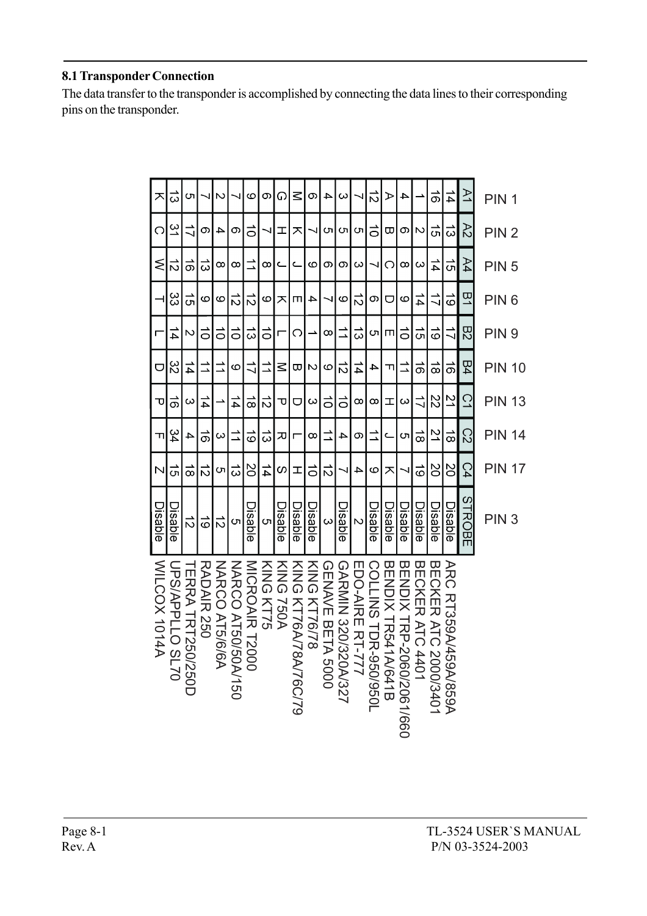## 8.1 Transponder Connection

The data transfer to the transponder is accomplished by connecting the data lines to their corresponding pins on the transponder.

| Transponder | A1 (PIN 1) | A2 (PIN 2) | A4 (PIN 5) | B1 (PIN 6) | B2 (PIN 9) | B4 (PIN 10) | C1 (PIN 13) | C2 (PIN 14) | C4 (PIN 17) | STROBE (PIN 3) |
|---|---|---|---|---|---|---|---|---|---|---|
| ARC RT359A/459A/859A | 14 | 13 | 15 | 19 | 17 | 16 | 21 | 18 | 20 | Disable |
| BECKER ATC 2000/3401 | 16 | 15 | 14 | 17 | 19 | 18 | 22 | 21 | 20 | Disable |
| BECKER ATC 4401 | 1 | 2 | 3 | 14 | 15 | 16 | 17 | 18 | 19 | Disable |
| BENDIX TRP-2060/2061/660 | 4 | 6 | 8 | 9 | 10 | 11 | 3 | 5 | 7 | Disable |
| BENDIX TR541A/641B | A | B | C | D | E | F | H | J | K | Disable |
| COLLINS TDR-950/950L | 12 | 10 | 7 | 6 | 5 | 4 | 8 | 11 | 9 | Disable |
| EDO-AIRE RT-777 | 7 | 5 | 3 | 12 | 13 | 14 | 8 | 6 | 4 | 2 |
| GARMIN 320/320A/327 | 3 | 5 | 6 | 9 | 11 | 12 | 10 | 4 | 7 | Disable |
| GENAVE BETA 5000 | 4 | 5 | 6 | 7 | 8 | 9 | 10 | 11 | 12 | 3 |
| KING KT76/78 | 6 | 7 | 9 | 4 | 1 | 2 | 3 | 8 | 10 | Disable |
| KING KT76A/78A/76C/79 | M | K | J | E | C | B | D | L | H | Disable |
| KING 750A | G | H | J | K | L | M | P | R | S | Disable |
| KING KT75 | 6 | 7 | 8 | 9 | 10 | 11 | 12 | 13 | 14 | 5 |
| MICROAIR T2000 | 9 | 10 | 11 | 12 | 13 | 17 | 18 | 19 | 20 | Disable |
| NARCO AT50/50A/150 | 7 | 6 | 8 | 12 | 10 | 9 | 14 | 11 | 13 | 5 |
| NARCO AT5/6/6A | 2 | 4 | 8 | 9 | 10 | 11 | 1 | 3 | 5 | 12 |
| RADAIR 250 | 7 | 6 | 13 | 9 | 10 | 11 | 14 | 16 | 12 | 19 |
| TERRA TRT250/250D | 5 | 17 | 16 | 15 | 2 | 14 | 3 | 4 | 18 | 12 |
| UPS/APPLLO SL70 | 13 | 31 | 12 | 33 | 14 | 32 | 16 | 34 | 15 | Disable |
| WILCOX 1014A | K | C | W | T | L | D | P | F | Z | Disable |